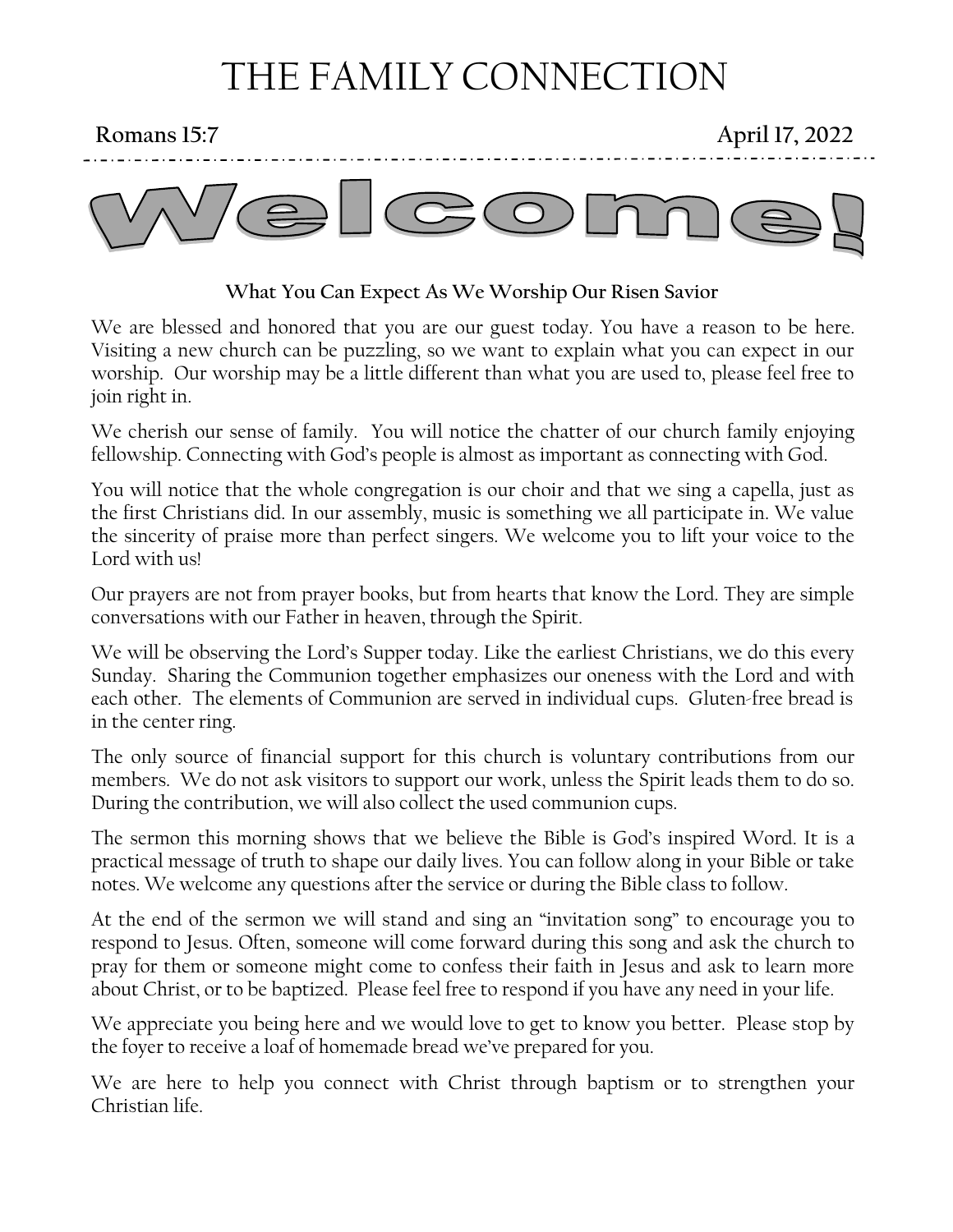# THE FAMILY CONNECTION

**Romans 15:7** **April 17, 2022**

# Welcome!

**What You Can Expect As We Worship Our Risen Savior**

We are blessed and honored that you are our guest today. You have a reason to be here. Visiting a new church can be puzzling, so we want to explain what you can expect in our worship. Our worship may be a little different than what you are used to, please feel free to join right in.

We cherish our sense of family. You will notice the chatter of our church family enjoying fellowship. Connecting with God's people is almost as important as connecting with God.

You will notice that the whole congregation is our choir and that we sing a capella, just as the first Christians did. In our assembly, music is something we all participate in. We value the sincerity of praise more than perfect singers. We welcome you to lift your voice to the Lord with us!

Our prayers are not from prayer books, but from hearts that know the Lord. They are simple conversations with our Father in heaven, through the Spirit.

We will be observing the Lord's Supper today. Like the earliest Christians, we do this every Sunday. Sharing the Communion together emphasizes our oneness with the Lord and with each other. The elements of Communion are served in individual cups. Gluten-free bread is in the center ring.

The only source of financial support for this church is voluntary contributions from our members. We do not ask visitors to support our work, unless the Spirit leads them to do so. During the contribution, we will also collect the used communion cups.

The sermon this morning shows that we believe the Bible is God's inspired Word. It is a practical message of truth to shape our daily lives. You can follow along in your Bible or take notes. We welcome any questions after the service or during the Bible class to follow.

At the end of the sermon we will stand and sing an "invitation song" to encourage you to respond to Jesus. Often, someone will come forward during this song and ask the church to pray for them or someone might come to confess their faith in Jesus and ask to learn more about Christ, or to be baptized. Please feel free to respond if you have any need in your life.

We appreciate you being here and we would love to get to know you better. Please stop by the foyer to receive a loaf of homemade bread we've prepared for you.

We are here to help you connect with Christ through baptism or to strengthen your Christian life.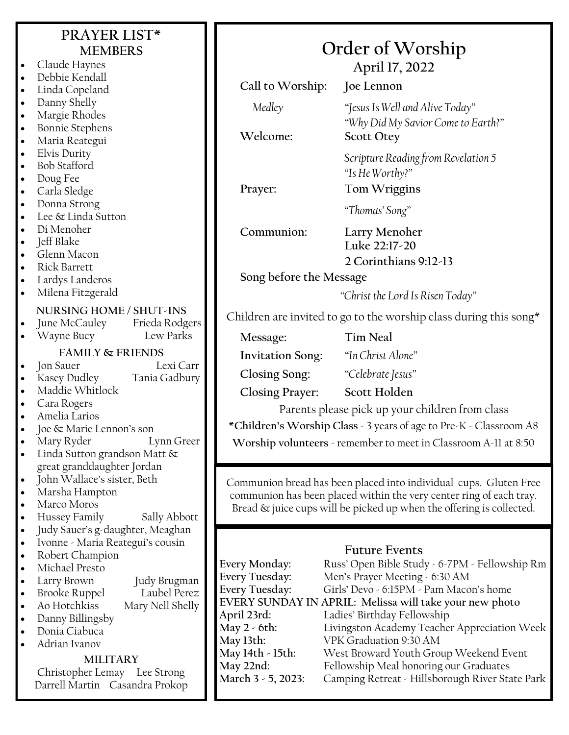## PRAYER LIST*

### MEMBERS

- Claude Haynes
- Debbie Kendall
- Linda Copeland
- Danny Shelly
- Margie Rhodes
- Bonnie Stephens
- Maria Reategui
- Elvis Durity
- Bob Stafford
- Doug Fee
- Carla Sledge
- Donna Strong
- Lee & Linda Sutton
- Di Menoher
- Jeff Blake
- Glenn Macon
- Rick Barrett
- Lardys Landeros
- Milena Fitzgerald

### NURSING HOME / SHUT-INS

- June McCauley — Frieda Rodgers
- Wayne Bucy — Lew Parks

### FAMILY & FRIENDS

- Jon Sauer — Lexi Carr
- Kasey Dudley — Tania Gadbury
- Maddie Whitlock
- Cara Rogers
- Amelia Larios
- Joe & Marie Lennon's son
- Mary Ryder — Lynn Greer
- Linda Sutton grandson Matt & great granddaughter Jordan
- John Wallace's sister, Beth
- Marsha Hampton
- Marco Moros
- Hussey Family — Sally Abbott
- Judy Sauer's g-daughter, Meaghan
- Ivonne - Maria Reategui's cousin
- Robert Champion
- Michael Presto
- Larry Brown — Judy Brugman
- Brooke Ruppel — Laubel Perez
- Ao Hotchkiss — Mary Nell Shelly
- Danny Billingsby
- Donia Ciabuca
- Adrian Ivanov

### MILITARY

Christopher Lemay — Lee Strong
Darrell Martin — Casandra Prokop

# Order of Worship

### April 17, 2022

**Call to Worship:** **Joe Lennon**

*Medley* — *"Jesus Is Well and Alive Today"*
*"Why Did My Savior Come to Earth?"*

**Welcome:** **Scott Otey**

*Scripture Reading from Revelation 5*
*"Is He Worthy?"*

**Prayer:** **Tom Wriggins**

*"Thomas' Song"*

**Communion:** **Larry Menoher**
**Luke 22:17-20**
**2 Corinthians 9:12-13**

**Song before the Message**

*"Christ the Lord Is Risen Today"*

Children are invited to go to the worship class during this song*

**Message:** **Tim Neal**

**Invitation Song:** *"In Christ Alone"*

**Closing Song:** *"Celebrate Jesus"*

**Closing Prayer:** **Scott Holden**

Parents please pick up your children from class

***Children's Worship Class** - 3 years of age to Pre-K - Classroom A8

**Worship volunteers** - remember to meet in Classroom A-11 at 8:50

Communion bread has been placed into individual cups. Gluten Free communion has been placed within the very center ring of each tray. Bread & juice cups will be picked up when the offering is collected.

### Future Events

**Every Monday:** Russ' Open Bible Study - 6-7PM - Fellowship Rm
**Every Tuesday:** Men's Prayer Meeting - 6:30 AM
**Every Tuesday:** Girls' Devo - 6:15PM - Pam Macon's home
**EVERY SUNDAY IN APRIL: Melissa will take your new photo**
**April 23rd:** Ladies' Birthday Fellowship
**May 2 - 6th:** Livingston Academy Teacher Appreciation Week
**May 13th:** VPK Graduation 9:30 AM
**May 14th - 15th:** West Broward Youth Group Weekend Event
**May 22nd:** Fellowship Meal honoring our Graduates
**March 3 - 5, 2023:** Camping Retreat - Hillsborough River State Park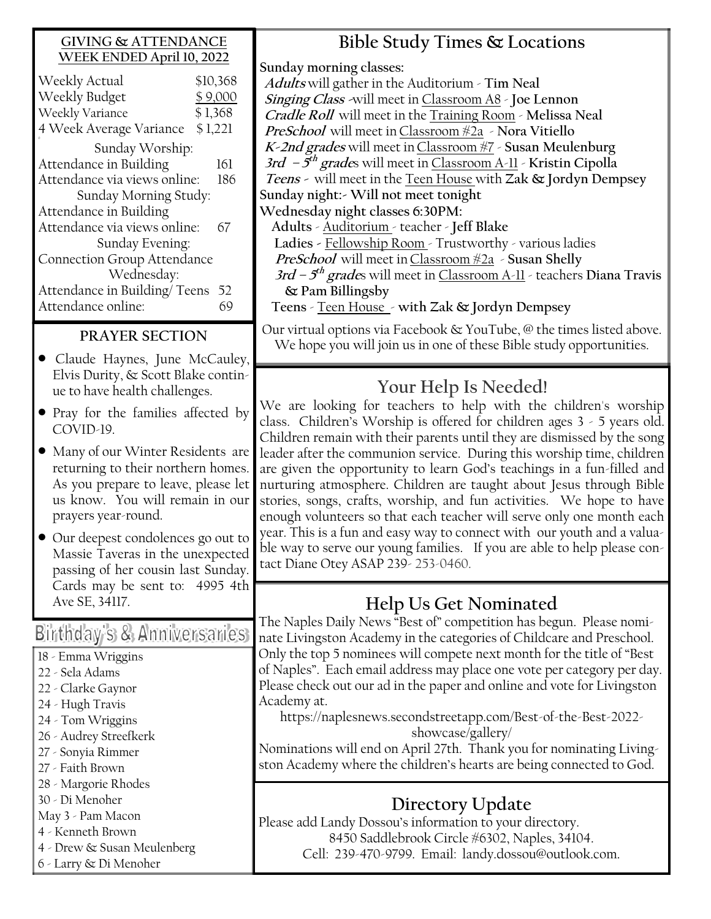## GIVING & ATTENDANCE WEEK ENDED April 10, 2022

| | |
|---|---|
| Weekly Actual | $10,368 |
| Weekly Budget | $ 9,000 |
| Weekly Variance | $ 1,368 |
| 4 Week Average Variance | $ 1,221 |

Sunday Worship:

| | |
|---|---|
| Attendance in Building | 161 |
| Attendance via views online: | 186 |

Sunday Morning Study:

| | |
|---|---|
| Attendance in Building | |
| Attendance via views online: | 67 |

Sunday Evening:

| | |
|---|---|
| Connection Group Attendance | |

Wednesday:

| | |
|---|---|
| Attendance in Building/ Teens | 52 |
| Attendance online: | 69 |

## PRAYER SECTION

- Claude Haynes, June McCauley, Elvis Durity, & Scott Blake continue to have health challenges.
- Pray for the families affected by COVID-19.
- Many of our Winter Residents are returning to their northern homes. As you prepare to leave, please let us know. You will remain in our prayers year-round.
- Our deepest condolences go out to Massie Taveras in the unexpected passing of her cousin last Sunday. Cards may be sent to: 4995 4th Ave SE, 34117.

## Birthday's & Anniversaries

18 - Emma Wriggins
22 - Sela Adams
22 - Clarke Gaynor
24 - Hugh Travis
24 - Tom Wriggins
26 - Audrey Streefkerk
27 - Sonyia Rimmer
27 - Faith Brown
28 - Margorie Rhodes
30 - Di Menoher
May 3 - Pam Macon
4 - Kenneth Brown
4 - Drew & Susan Meulenberg
6 - Larry & Di Menoher

## Bible Study Times & Locations

**Sunday morning classes:**

***Adults*** will gather in the Auditorium - **Tim Neal**
***Singing Class*** -will meet in Classroom A8 - **Joe Lennon**
***Cradle Roll*** will meet in the Training Room - **Melissa Neal**
***PreSchool*** will meet in Classroom #2a - **Nora Vitiello**
***K-2nd grades*** will meet in Classroom #7 - **Susan Meulenburg**
***3rd – 5th grade***s will meet in Classroom A-11 - **Kristin Cipolla**
***Teens*** - will meet in the Teen House with **Zak & Jordyn Dempsey**

**Sunday night:- Will not meet tonight**

**Wednesday night classes 6:30PM:**

**Adults** - Auditorium - teacher - **Jeff Blake**
**Ladies** - Fellowship Room - Trustworthy - various ladies
***PreSchool*** will meet in Classroom #2a - **Susan Shelly**
***3rd – 5th grade***s will meet in Classroom A-11 - teachers **Diana Travis & Pam Billingsby**
**Teens** - Teen House - **with Zak & Jordyn Dempsey**

Our virtual options via Facebook & YouTube, @ the times listed above. We hope you will join us in one of these Bible study opportunities.

## Your Help Is Needed!

We are looking for teachers to help with the children's worship class. Children's Worship is offered for children ages 3 - 5 years old. Children remain with their parents until they are dismissed by the song leader after the communion service. During this worship time, children are given the opportunity to learn God's teachings in a fun-filled and nurturing atmosphere. Children are taught about Jesus through Bible stories, songs, crafts, worship, and fun activities. We hope to have enough volunteers so that each teacher will serve only one month each year. This is a fun and easy way to connect with our youth and a valuable way to serve our young families. If you are able to help please contact Diane Otey ASAP 239- 253-0460.

## Help Us Get Nominated

The Naples Daily News "Best of" competition has begun. Please nominate Livingston Academy in the categories of Childcare and Preschool. Only the top 5 nominees will compete next month for the title of "Best of Naples". Each email address may place one vote per category per day. Please check out our ad in the paper and online and vote for Livingston Academy at.

https://naplesnews.secondstreetapp.com/Best-of-the-Best-2022-showcase/gallery/

Nominations will end on April 27th. Thank you for nominating Livingston Academy where the children's hearts are being connected to God.

## Directory Update

Please add Landy Dossou's information to your directory.
8450 Saddlebrook Circle #6302, Naples, 34104.
Cell: 239-470-9799. Email: landy.dossou@outlook.com.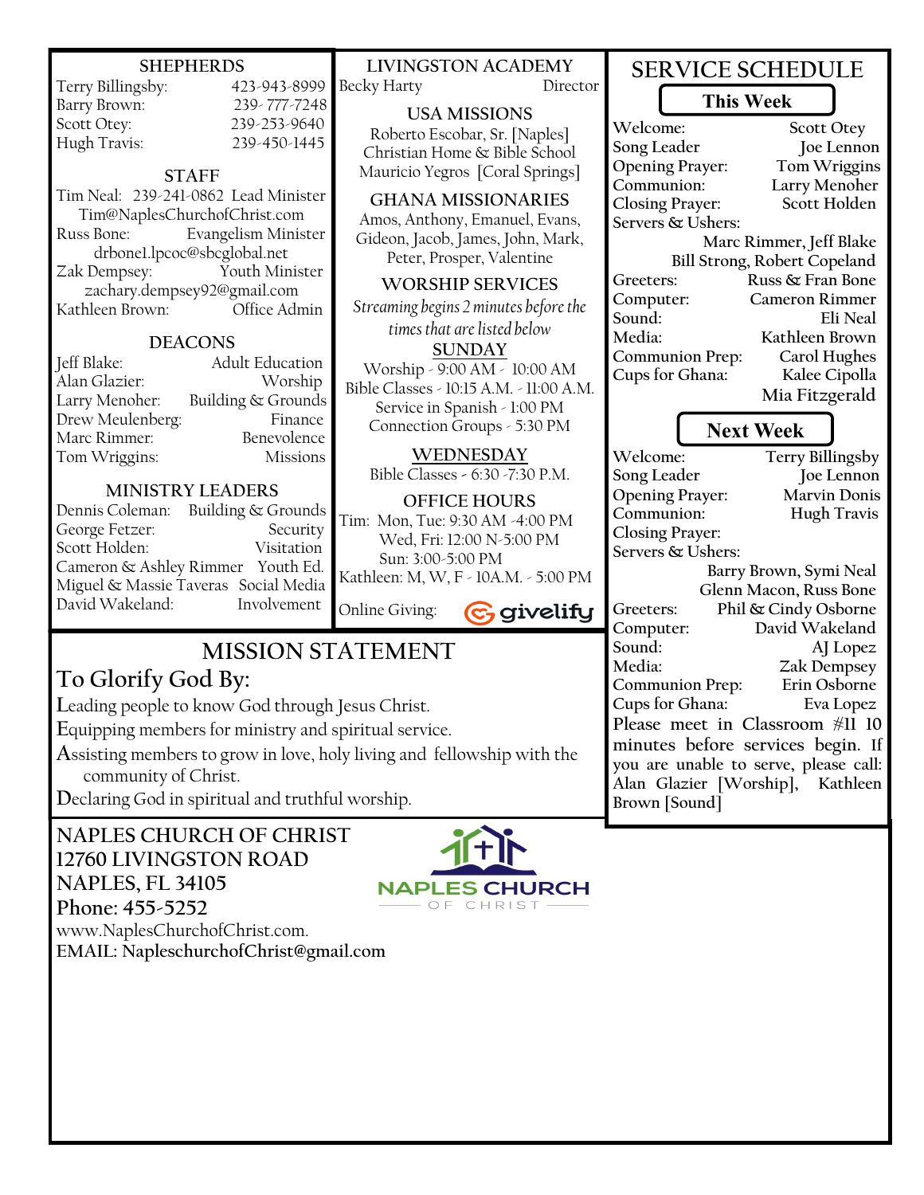## SHEPHERDS

| | |
|---|---|
| Terry Billingsby: | 423-943-8999 |
| Barry Brown: | 239- 777-7248 |
| Scott Otey: | 239-253-9640 |
| Hugh Travis: | 239-450-1445 |

## STAFF

Tim Neal: 239-241-0862 Lead Minister
Tim@NaplesChurchofChrist.com
Russ Bone: Evangelism Minister
drbone1.lpcoc@sbcglobal.net
Zak Dempsey: Youth Minister
zachary.dempsey92@gmail.com
Kathleen Brown: Office Admin

## DEACONS

| | |
|---|---|
| Jeff Blake: | Adult Education |
| Alan Glazier: | Worship |
| Larry Menoher: | Building & Grounds |
| Drew Meulenberg: | Finance |
| Marc Rimmer: | Benevolence |
| Tom Wriggins: | Missions |

## MINISTRY LEADERS

| | |
|---|---|
| Dennis Coleman: | Building & Grounds |
| George Fetzer: | Security |
| Scott Holden: | Visitation |
| Cameron & Ashley Rimmer | Youth Ed. |
| Miguel & Massie Taveras | Social Media |
| David Wakeland: | Involvement |

## LIVINGSTON ACADEMY

Becky Harty Director

## USA MISSIONS

Roberto Escobar, Sr. [Naples]
Christian Home & Bible School
Mauricio Yegros [Coral Springs]

## GHANA MISSIONARIES

Amos, Anthony, Emanuel, Evans, Gideon, Jacob, James, John, Mark, Peter, Prosper, Valentine

## WORSHIP SERVICES

*Streaming begins 2 minutes before the times that are listed below*

**SUNDAY**

Worship - 9:00 AM - 10:00 AM
Bible Classes - 10:15 A.M. - 11:00 A.M.
Service in Spanish - 1:00 PM
Connection Groups - 5:30 PM

**WEDNESDAY**

Bible Classes - 6:30 -7:30 P.M.

## OFFICE HOURS

Tim: Mon, Tue: 9:30 AM -4:00 PM
Wed, Fri: 12:00 N-5:00 PM
Sun: 3:00-5:00 PM
Kathleen: M, W, F - 10A.M. - 5:00 PM

Online Giving: givelify

## SERVICE SCHEDULE

### This Week

| | |
|---|---|
| Welcome: | Scott Otey |
| Song Leader | Joe Lennon |
| Opening Prayer: | Tom Wriggins |
| Communion: | Larry Menoher |
| Closing Prayer: | Scott Holden |
| Servers & Ushers: | Marc Rimmer, Jeff Blake, Bill Strong, Robert Copeland |
| Greeters: | Russ & Fran Bone |
| Computer: | Cameron Rimmer |
| Sound: | Eli Neal |
| Media: | Kathleen Brown |
| Communion Prep: | Carol Hughes |
| Cups for Ghana: | Kalee Cipolla, Mia Fitzgerald |

### Next Week

| | |
|---|---|
| Welcome: | Terry Billingsby |
| Song Leader | Joe Lennon |
| Opening Prayer: | Marvin Donis |
| Communion: | Hugh Travis |
| Closing Prayer: | |
| Servers & Ushers: | Barry Brown, Symi Neal, Glenn Macon, Russ Bone |
| Greeters: | Phil & Cindy Osborne |
| Computer: | David Wakeland |
| Sound: | AJ Lopez |
| Media: | Zak Dempsey |
| Communion Prep: | Erin Osborne |
| Cups for Ghana: | Eva Lopez |

Please meet in Classroom #11 10 minutes before services begin. If you are unable to serve, please call: Alan Glazier [Worship], Kathleen Brown [Sound]

## MISSION STATEMENT

### To Glorify God By:

**L**eading people to know God through Jesus Christ.
**E**quipping members for ministry and spiritual service.
**A**ssisting members to grow in love, holy living and fellowship with the community of Christ.
**D**eclaring God in spiritual and truthful worship.

**NAPLES CHURCH OF CHRIST**
**12760 LIVINGSTON ROAD**
**NAPLES, FL 34105**
**Phone: 455-5252**
www.NaplesChurchofChrist.com.
**EMAIL: NapleschurchofChrist@gmail.com**

NAPLES CHURCH OF CHRIST